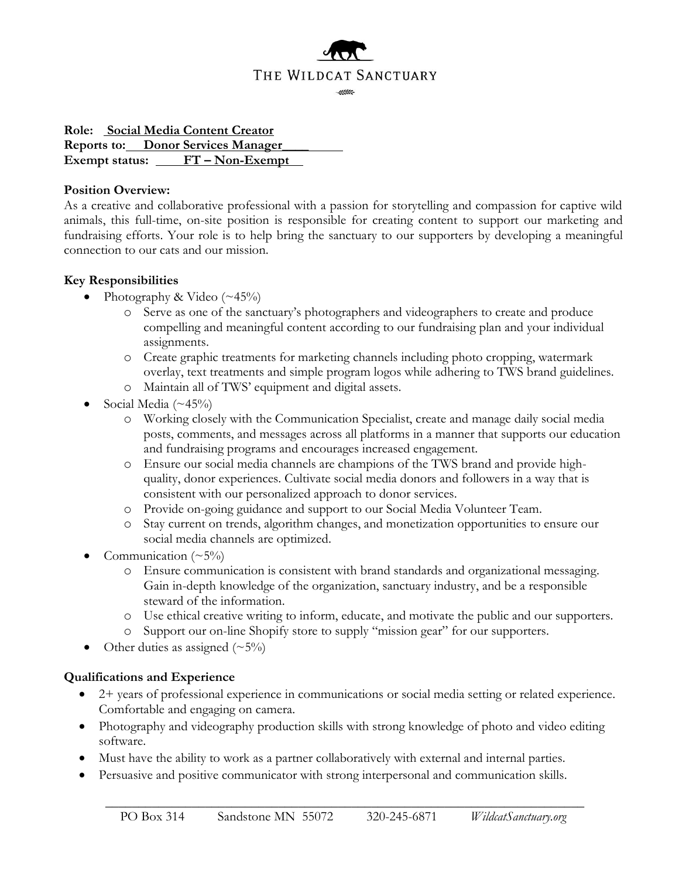# THE WILDCAT SANCTUARY

**Role:** **Social Media Content Creator**
**Reports to:** **Donor Services Manager**
**Exempt status:** **FT – Non-Exempt**

**Position Overview:**
As a creative and collaborative professional with a passion for storytelling and compassion for captive wild animals, this full-time, on-site position is responsible for creating content to support our marketing and fundraising efforts. Your role is to help bring the sanctuary to our supporters by developing a meaningful connection to our cats and our mission.

**Key Responsibilities**

- Photography & Video (~45%)
  - Serve as one of the sanctuary's photographers and videographers to create and produce compelling and meaningful content according to our fundraising plan and your individual assignments.
  - Create graphic treatments for marketing channels including photo cropping, watermark overlay, text treatments and simple program logos while adhering to TWS brand guidelines.
  - Maintain all of TWS' equipment and digital assets.
- Social Media (~45%)
  - Working closely with the Communication Specialist, create and manage daily social media posts, comments, and messages across all platforms in a manner that supports our education and fundraising programs and encourages increased engagement.
  - Ensure our social media channels are champions of the TWS brand and provide high-quality, donor experiences. Cultivate social media donors and followers in a way that is consistent with our personalized approach to donor services.
  - Provide on-going guidance and support to our Social Media Volunteer Team.
  - Stay current on trends, algorithm changes, and monetization opportunities to ensure our social media channels are optimized.
- Communication (~5%)
  - Ensure communication is consistent with brand standards and organizational messaging. Gain in-depth knowledge of the organization, sanctuary industry, and be a responsible steward of the information.
  - Use ethical creative writing to inform, educate, and motivate the public and our supporters.
  - Support our on-line Shopify store to supply "mission gear" for our supporters.
- Other duties as assigned (~5%)

**Qualifications and Experience**

- 2+ years of professional experience in communications or social media setting or related experience. Comfortable and engaging on camera.
- Photography and videography production skills with strong knowledge of photo and video editing software.
- Must have the ability to work as a partner collaboratively with external and internal parties.
- Persuasive and positive communicator with strong interpersonal and communication skills.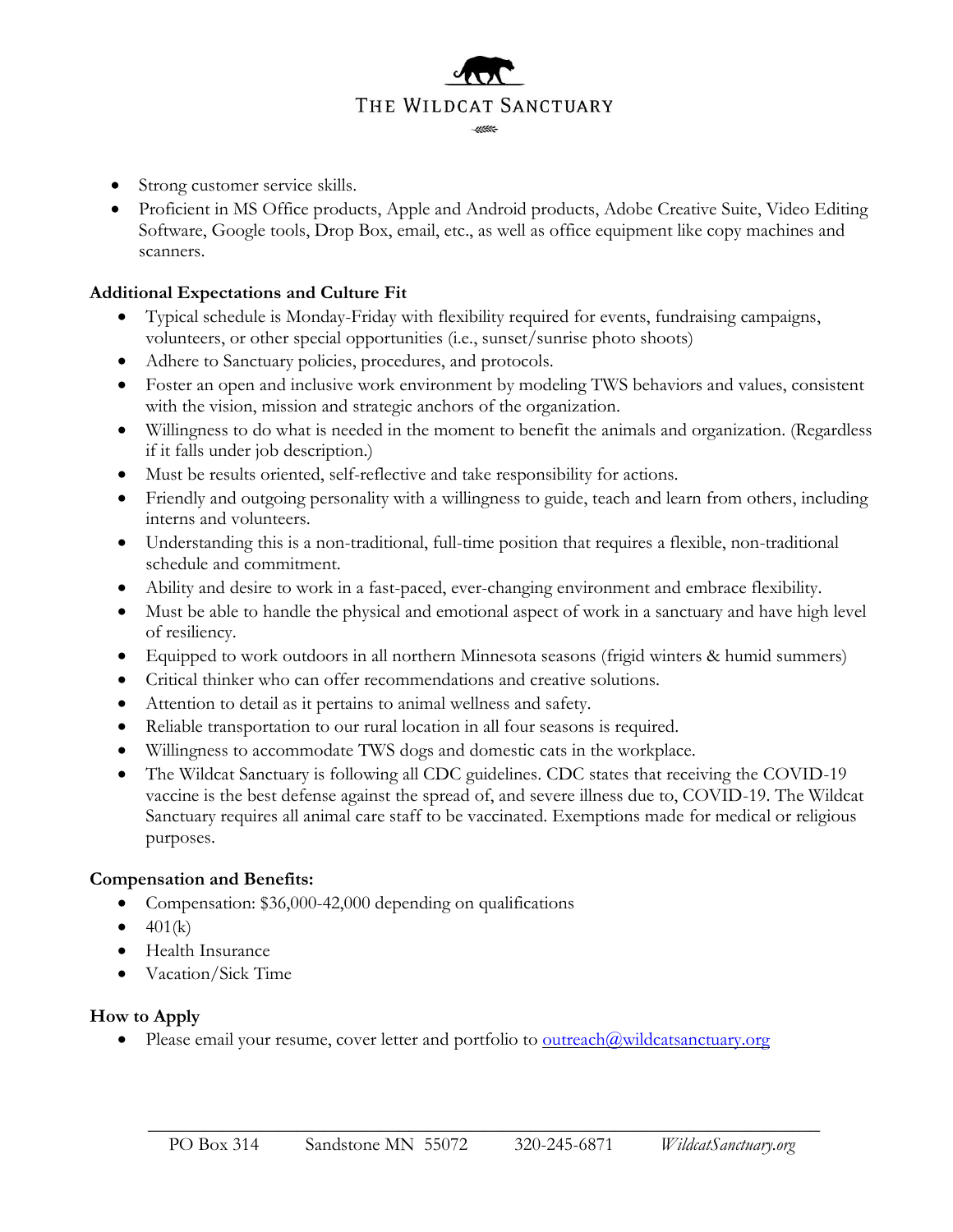- Strong customer service skills.
- Proficient in MS Office products, Apple and Android products, Adobe Creative Suite, Video Editing Software, Google tools, Drop Box, email, etc., as well as office equipment like copy machines and scanners.

**Additional Expectations and Culture Fit**

- Typical schedule is Monday-Friday with flexibility required for events, fundraising campaigns, volunteers, or other special opportunities (i.e., sunset/sunrise photo shoots)
- Adhere to Sanctuary policies, procedures, and protocols.
- Foster an open and inclusive work environment by modeling TWS behaviors and values, consistent with the vision, mission and strategic anchors of the organization.
- Willingness to do what is needed in the moment to benefit the animals and organization. (Regardless if it falls under job description.)
- Must be results oriented, self-reflective and take responsibility for actions.
- Friendly and outgoing personality with a willingness to guide, teach and learn from others, including interns and volunteers.
- Understanding this is a non-traditional, full-time position that requires a flexible, non-traditional schedule and commitment.
- Ability and desire to work in a fast-paced, ever-changing environment and embrace flexibility.
- Must be able to handle the physical and emotional aspect of work in a sanctuary and have high level of resiliency.
- Equipped to work outdoors in all northern Minnesota seasons (frigid winters & humid summers)
- Critical thinker who can offer recommendations and creative solutions.
- Attention to detail as it pertains to animal wellness and safety.
- Reliable transportation to our rural location in all four seasons is required.
- Willingness to accommodate TWS dogs and domestic cats in the workplace.
- The Wildcat Sanctuary is following all CDC guidelines. CDC states that receiving the COVID-19 vaccine is the best defense against the spread of, and severe illness due to, COVID-19. The Wildcat Sanctuary requires all animal care staff to be vaccinated. Exemptions made for medical or religious purposes.

**Compensation and Benefits:**

- Compensation: $36,000-42,000 depending on qualifications
- 401(k)
- Health Insurance
- Vacation/Sick Time

**How to Apply**

- Please email your resume, cover letter and portfolio to outreach@wildcatsanctuary.org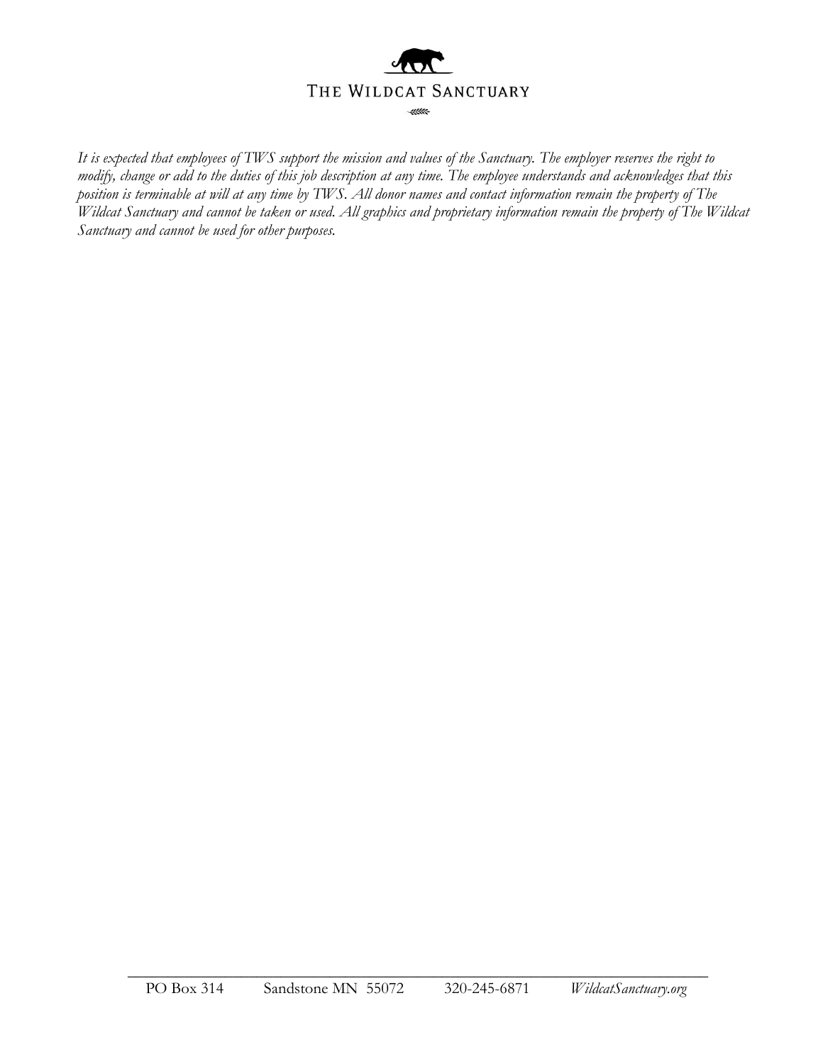*It is expected that employees of TWS support the mission and values of the Sanctuary. The employer reserves the right to modify, change or add to the duties of this job description at any time. The employee understands and acknowledges that this position is terminable at will at any time by TWS. All donor names and contact information remain the property of The Wildcat Sanctuary and cannot be taken or used. All graphics and proprietary information remain the property of The Wildcat Sanctuary and cannot be used for other purposes.*